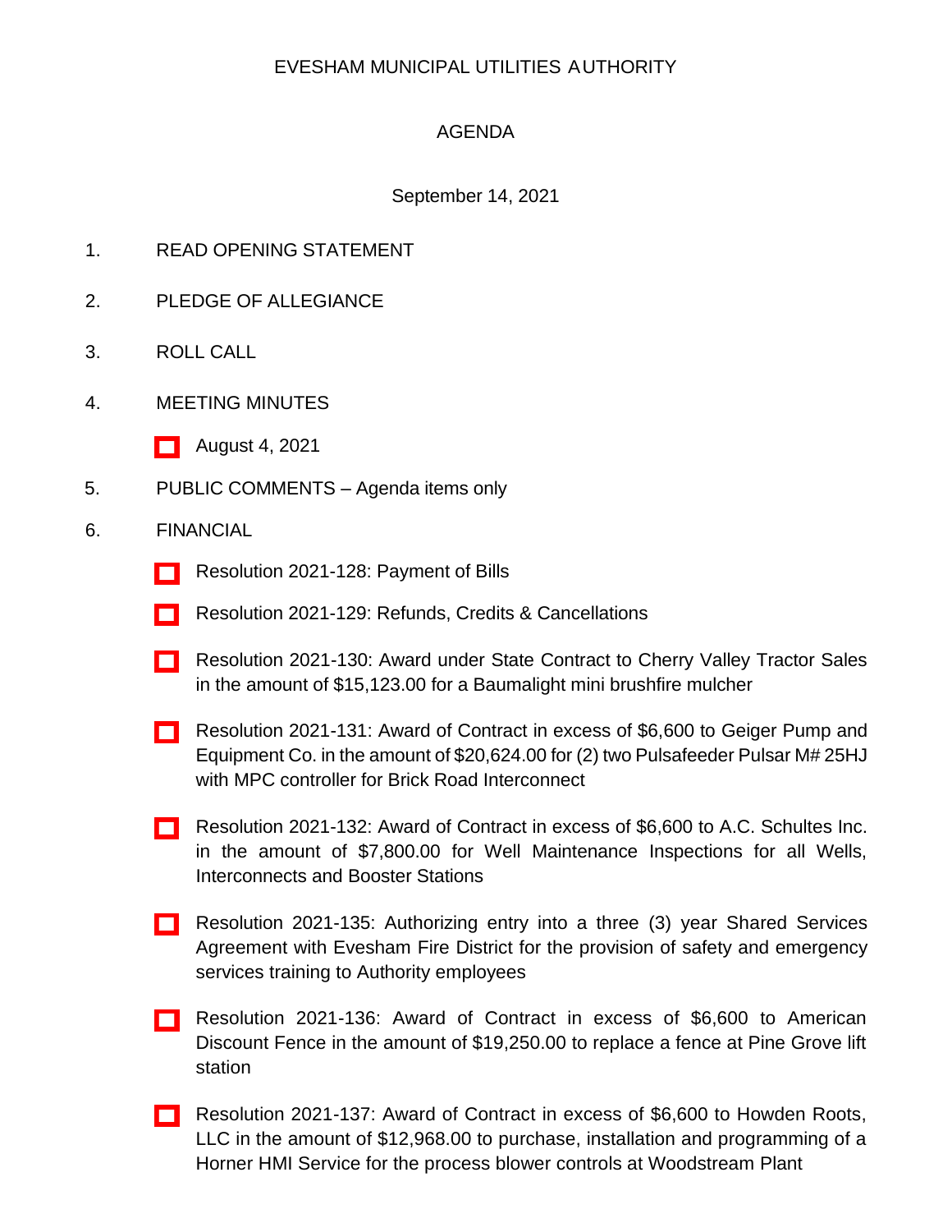EVESHAM MUNICIPAL UTILITIES AUTHORITY

AGENDA

September 14, 2021

1. READ OPENING STATEMENT

2. PLEDGE OF ALLEGIANCE

3. ROLL CALL

4. MEETING MINUTES

   - August 4, 2021

5. PUBLIC COMMENTS – Agenda items only

6. FINANCIAL

   - Resolution 2021-128: Payment of Bills
   - Resolution 2021-129: Refunds, Credits & Cancellations
   - Resolution 2021-130: Award under State Contract to Cherry Valley Tractor Sales in the amount of $15,123.00 for a Baumalight mini brushfire mulcher
   - Resolution 2021-131: Award of Contract in excess of $6,600 to Geiger Pump and Equipment Co. in the amount of $20,624.00 for (2) two Pulsafeeder Pulsar M# 25HJ with MPC controller for Brick Road Interconnect
   - Resolution 2021-132: Award of Contract in excess of $6,600 to A.C. Schultes Inc. in the amount of $7,800.00 for Well Maintenance Inspections for all Wells, Interconnects and Booster Stations
   - Resolution 2021-135: Authorizing entry into a three (3) year Shared Services Agreement with Evesham Fire District for the provision of safety and emergency services training to Authority employees
   - Resolution 2021-136: Award of Contract in excess of $6,600 to American Discount Fence in the amount of $19,250.00 to replace a fence at Pine Grove lift station
   - Resolution 2021-137: Award of Contract in excess of $6,600 to Howden Roots, LLC in the amount of $12,968.00 to purchase, installation and programming of a Horner HMI Service for the process blower controls at Woodstream Plant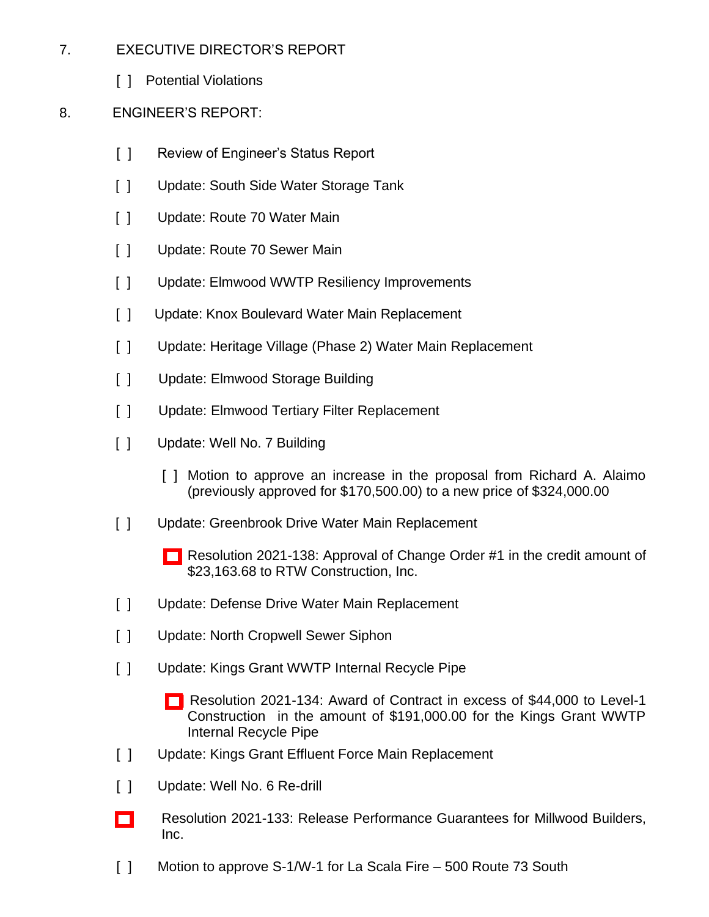7. EXECUTIVE DIRECTOR'S REPORT

   [ ] Potential Violations

8. ENGINEER'S REPORT:

   [ ] Review of Engineer's Status Report

   [ ] Update: South Side Water Storage Tank

   [ ] Update: Route 70 Water Main

   [ ] Update: Route 70 Sewer Main

   [ ] Update: Elmwood WWTP Resiliency Improvements

   [ ] Update: Knox Boulevard Water Main Replacement

   [ ] Update: Heritage Village (Phase 2) Water Main Replacement

   [ ] Update: Elmwood Storage Building

   [ ] Update: Elmwood Tertiary Filter Replacement

   [ ] Update: Well No. 7 Building

      [ ] Motion to approve an increase in the proposal from Richard A. Alaimo (previously approved for $170,500.00) to a new price of $324,000.00

   [ ] Update: Greenbrook Drive Water Main Replacement

      [ ] Resolution 2021-138: Approval of Change Order #1 in the credit amount of $23,163.68 to RTW Construction, Inc.

   [ ] Update: Defense Drive Water Main Replacement

   [ ] Update: North Cropwell Sewer Siphon

   [ ] Update: Kings Grant WWTP Internal Recycle Pipe

      [ ] Resolution 2021-134: Award of Contract in excess of $44,000 to Level-1 Construction in the amount of $191,000.00 for the Kings Grant WWTP Internal Recycle Pipe

   [ ] Update: Kings Grant Effluent Force Main Replacement

   [ ] Update: Well No. 6 Re-drill

   [ ] Resolution 2021-133: Release Performance Guarantees for Millwood Builders, Inc.

   [ ] Motion to approve S-1/W-1 for La Scala Fire – 500 Route 73 South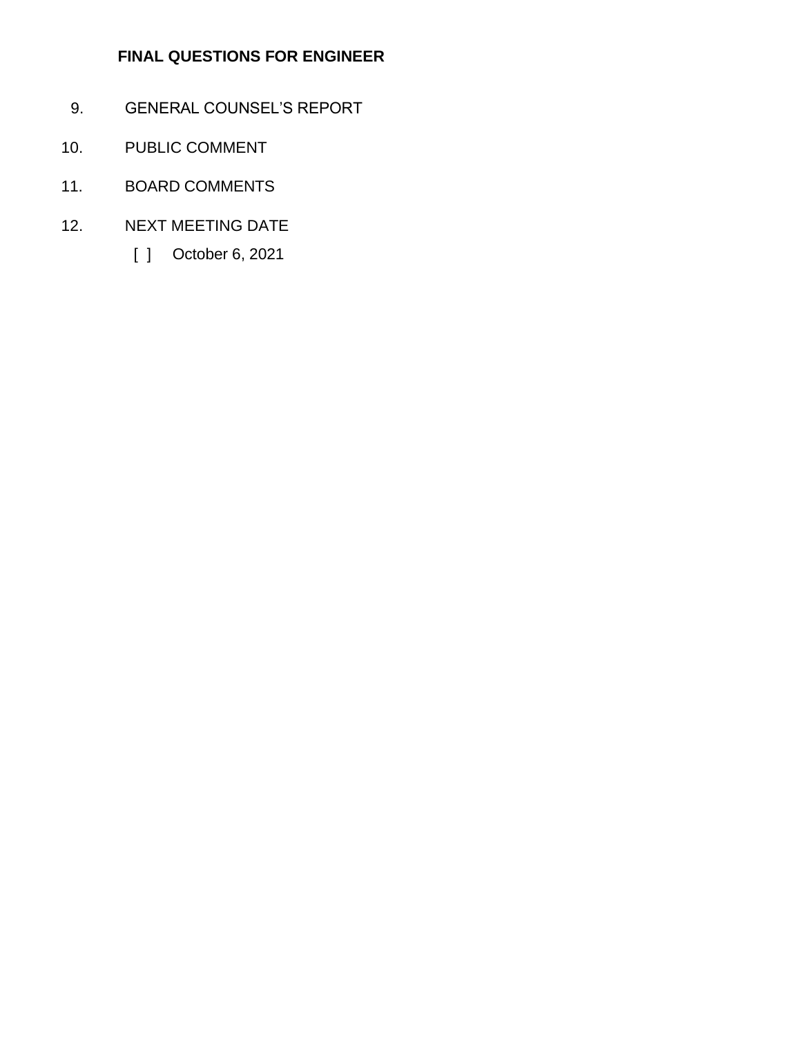**FINAL QUESTIONS FOR ENGINEER**

9. GENERAL COUNSEL'S REPORT

10. PUBLIC COMMENT

11. BOARD COMMENTS

12. NEXT MEETING DATE

    [ ] October 6, 2021